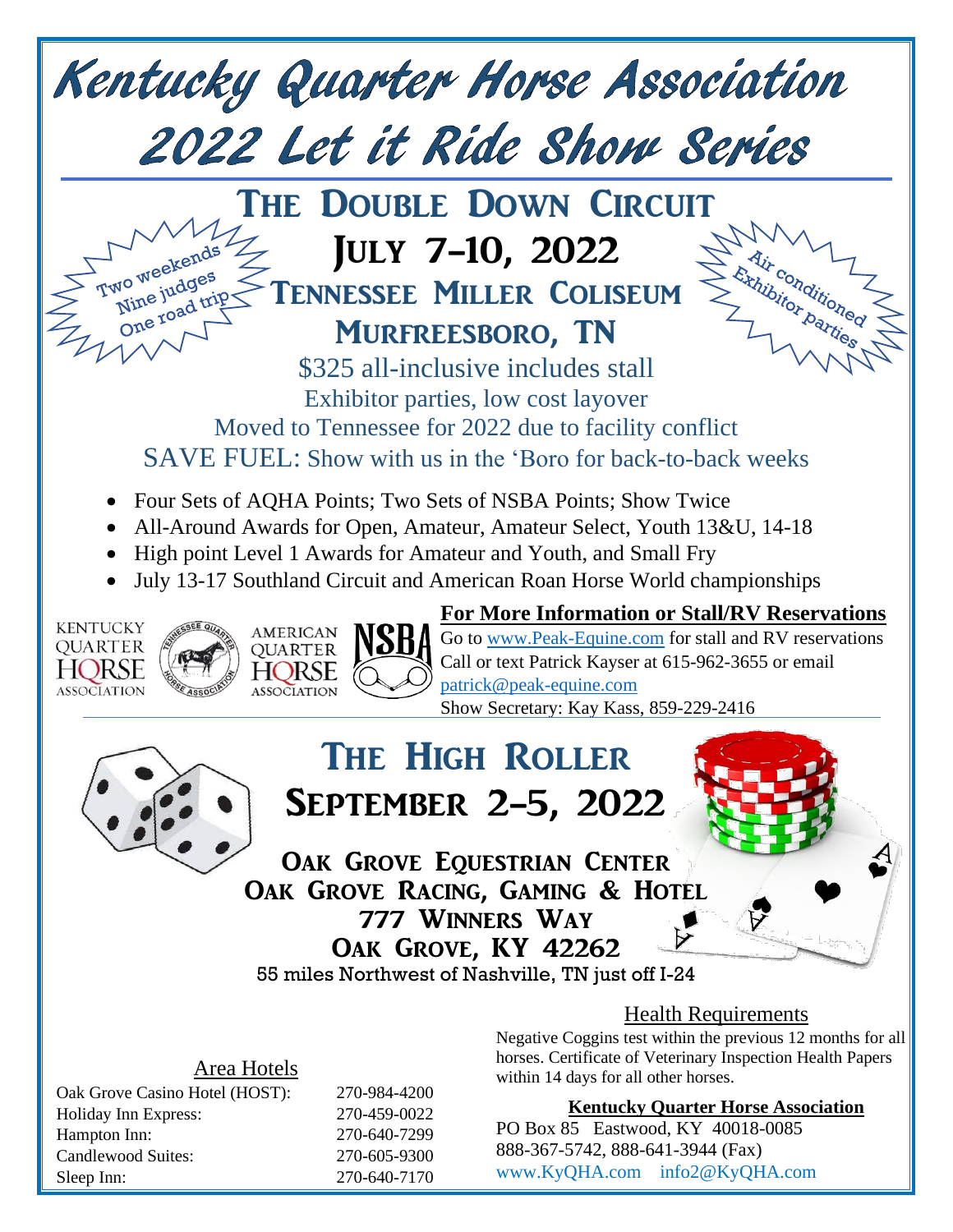# Kentucky Quarter Horse Association

# 2022 Let it Ride Show Series

## The Double Down Circuit

Two weekends
Nine judges
One road trip

## July 7–10, 2022

## Tennessee Miller Coliseum

## Murfreesboro, TN

Air conditioned
Exhibitor parties

$325 all-inclusive includes stall

Exhibitor parties, low cost layover

Moved to Tennessee for 2022 due to facility conflict

SAVE FUEL: Show with us in the 'Boro for back-to-back weeks

- Four Sets of AQHA Points; Two Sets of NSBA Points; Show Twice
- All-Around Awards for Open, Amateur, Amateur Select, Youth 13&U, 14-18
- High point Level 1 Awards for Amateur and Youth, and Small Fry
- July 13-17 Southland Circuit and American Roan Horse World championships

**For More Information or Stall/RV Reservations**

Go to www.Peak-Equine.com for stall and RV reservations
Call or text Patrick Kayser at 615-962-3655 or email patrick@peak-equine.com
Show Secretary: Kay Kass, 859-229-2416

## The High Roller

## September 2–5, 2022

**Oak Grove Equestrian Center**
**Oak Grove Racing, Gaming & Hotel**
**777 Winners Way**
**Oak Grove, KY 42262**

55 miles Northwest of Nashville, TN just off I-24

### Health Requirements

Negative Coggins test within the previous 12 months for all horses. Certificate of Veterinary Inspection Health Papers within 14 days for all other horses.

### Area Hotels

| Hotel | Phone |
|---|---|
| Oak Grove Casino Hotel (HOST): | 270-984-4200 |
| Holiday Inn Express: | 270-459-0022 |
| Hampton Inn: | 270-640-7299 |
| Candlewood Suites: | 270-605-9300 |
| Sleep Inn: | 270-640-7170 |

**Kentucky Quarter Horse Association**

PO Box 85 Eastwood, KY 40018-0085
888-367-5742, 888-641-3944 (Fax)
www.KyQHA.com info2@KyQHA.com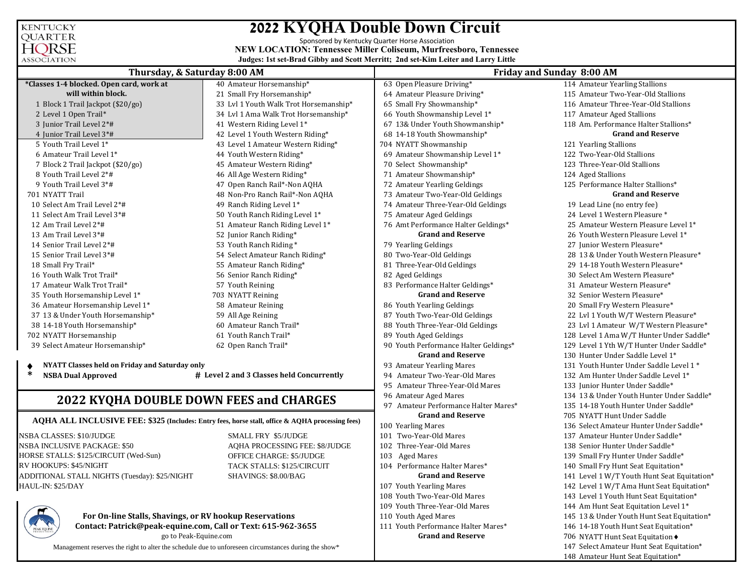# 2022 KYQHA Double Down Circuit

Sponsored by Kentucky Quarter Horse Association

**NEW LOCATION: Tennessee Miller Coliseum, Murfreesboro, Tennessee**

**Judges: 1st set-Brad Gibby and Scott Merritt; 2nd set-Kim Leiter and Larry Little**

## Thursday, & Saturday 8:00 AM

**\*Classes 1-4 blocked. Open card, work at will within block.**

- 1 Block 1 Trail Jackpot ($20/go)
- 2 Level 1 Open Trail*
- 3 Junior Trail Level 2*#
- 4 Junior Trail Level 3*#
- 5 Youth Trail Level 1*
- 6 Amateur Trail Level 1*
- 7 Block 2 Trail Jackpot ($20/go)
- 8 Youth Trail Level 2*#
- 9 Youth Trail Level 3*#
- 701 NYATT Trail
- 10 Select Am Trail Level 2*#
- 11 Select Am Trail Level 3*#
- 12 Am Trail Level 2*#
- 13 Am Trail Level 3*#
- 14 Senior Trail Level 2*#
- 15 Senior Trail Level 3*#
- 18 Small Fry Trail*
- 16 Youth Walk Trot Trail*
- 17 Amateur Walk Trot Trail*
- 35 Youth Horsemanship Level 1*
- 36 Amateur Horsemanship Level 1*
- 37 13 & Under Youth Horsemanship*
- 38 14-18 Youth Horsemanship*
- 702 NYATT Horsemanship
- 39 Select Amateur Horsemanship*
- 40 Amateur Horsemanship*
- 21 Small Fry Horsemanship*
- 33 Lvl 1 Youth Walk Trot Horsemanship*
- 34 Lvl 1 Ama Walk Trot Horsemanship*
- 41 Western Riding Level 1*
- 42 Level 1 Youth Western Riding*
- 43 Level 1 Amateur Western Riding*
- 44 Youth Western Riding*
- 45 Amateur Western Riding*
- 46 All Age Western Riding*
- 47 Open Ranch Rail*-Non AQHA
- 48 Non-Pro Ranch Rail*-Non AQHA
- 49 Ranch Riding Level 1*
- 50 Youth Ranch Riding Level 1*
- 51 Amateur Ranch Riding Level 1*
- 52 Junior Ranch Riding*
- 53 Youth Ranch Riding*
- 54 Select Amateur Ranch Riding*
- 55 Amateur Ranch Riding*
- 56 Senior Ranch Riding*
- 57 Youth Reining
- 703 NYATT Reining
- 58 Amateur Reining
- 59 All Age Reining
- 60 Amateur Ranch Trail*
- 61 Youth Ranch Trail*
- 62 Open Ranch Trail*

♦ **NYATT Classes held on Friday and Saturday only**

\* **NSBA Dual Approved**

**# Level 2 and 3 Classes held Concurrently**

## 2022 KYQHA DOUBLE DOWN FEES and CHARGES

**AQHA ALL INCLUSIVE FEE: $325 (Includes: Entry fees, horse stall, office & AQHA processing fees)**

| | |
|---|---|
| NSBA CLASSES: $10/JUDGE | SMALL FRY $5/JUDGE |
| NSBA INCLUSIVE PACKAGE: $50 | AQHA PROCESSING FEE: $8/JUDGE |
| HORSE STALLS: $125/CIRCUIT (Wed-Sun) | OFFICE CHARGE: $5/JUDGE |
| RV HOOKUPS: $45/NIGHT | TACK STALLS: $125/CIRCUIT |
| ADDITIONAL STALL NIGHTS (Tuesday): $25/NIGHT | SHAVINGS: $8.00/BAG |
| HAUL-IN: $25/DAY | |

**For On-line Stalls, Shavings, or RV hookup Reservations**

**Contact: Patrick@peak-equine.com, Call or Text: 615-962-3655**

go to Peak-Equine.com

Management reserves the right to alter the schedule due to unforeseen circumstances during the show*

## Friday and Sunday 8:00 AM

- 63 Open Pleasure Driving*
- 64 Amateur Pleasure Driving*
- 65 Small Fry Showmanship*
- 66 Youth Showmanship Level 1*
- 67 13& Under Youth Showmanship*
- 68 14-18 Youth Showmanship*
- 704 NYATT Showmanship
- 69 Amateur Showmanship Level 1*
- 70 Select Showmanship*
- 71 Amateur Showmanship*
- 72 Amateur Yearling Geldings
- 73 Amateur Two-Year-Old Geldings
- 74 Amateur Three-Year-Old Geldings
- 75 Amateur Aged Geldings
- 76 Amt Performance Halter Geldings*
- **Grand and Reserve**
- 79 Yearling Geldings
- 80 Two-Year-Old Geldings
- 81 Three-Year-Old Geldings
- 82 Aged Geldings
- 83 Performance Halter Geldings*
- **Grand and Reserve**
- 86 Youth Yearling Geldings
- 87 Youth Two-Year-Old Geldings
- 88 Youth Three-Year-Old Geldings
- 89 Youth Aged Geldings
- 90 Youth Performance Halter Geldings*
- **Grand and Reserve**
- 93 Amateur Yearling Mares
- 94 Amateur Two-Year-Old Mares
- 95 Amateur Three-Year-Old Mares
- 96 Amateur Aged Mares
- 97 Amateur Performance Halter Mares*
- **Grand and Reserve**
- 100 Yearling Mares
- 101 Two-Year-Old Mares
- 102 Three-Year-Old Mares
- 103 Aged Mares
- 104 Performance Halter Mares*
- **Grand and Reserve**
- 107 Youth Yearling Mares
- 108 Youth Two-Year-Old Mares
- 109 Youth Three-Year-Old Mares
- 110 Youth Aged Mares
- 111 Youth Performance Halter Mares*
- **Grand and Reserve**
- 114 Amateur Yearling Stallions
- 115 Amateur Two-Year-Old Stallions
- 116 Amateur Three-Year-Old Stallions
- 117 Amateur Aged Stallions
- 118 Am. Performance Halter Stallions*
- **Grand and Reserve**
- 121 Yearling Stallions
- 122 Two-Year-Old Stallions
- 123 Three-Year-Old Stallions
- 124 Aged Stallions
- 125 Performance Halter Stallions*
- **Grand and Reserve**
- 19 Lead Line (no entry fee)
- 24 Level 1 Western Pleasure *
- 25 Amateur Western Pleasure Level 1*
- 26 Youth Western Pleasure Level 1*
- 27 Junior Western Pleasure*
- 28 13 & Under Youth Western Pleasure*
- 29 14-18 Youth Western Pleasure*
- 30 Select Am Western Pleasure*
- 31 Amateur Western Pleasure*
- 32 Senior Western Pleasure*
- 20 Small Fry Western Pleasure*
- 22 Lvl 1 Youth W/T Western Pleasure*
- 23 Lvl 1 Amateur W/T Western Pleasure*
- 128 Level 1 Ama W/T Hunter Under Saddle*
- 129 Level 1 Yth W/T Hunter Under Saddle*
- 130 Hunter Under Saddle Level 1*
- 131 Youth Hunter Under Saddle Level 1 *
- 132 Am Hunter Under Saddle Level 1*
- 133 Junior Hunter Under Saddle*
- 134 13 & Under Youth Hunter Under Saddle*
- 135 14-18 Youth Hunter Under Saddle*
- 705 NYATT Hunt Under Saddle
- 136 Select Amateur Hunter Under Saddle*
- 137 Amateur Hunter Under Saddle*
- 138 Senior Hunter Under Saddle*
- 139 Small Fry Hunter Under Saddle*
- 140 Small Fry Hunt Seat Equitation*
- 141 Level 1 W/T Youth Hunt Seat Equitation*
- 142 Level 1 W/T Ama Hunt Seat Equitation*
- 143 Level 1 Youth Hunt Seat Equitation*
- 144 Am Hunt Seat Equitation Level 1*
- 145 13 & Under Youth Hunt Seat Equitation*
- 146 14-18 Youth Hunt Seat Equitation*
- 706 NYATT Hunt Seat Equitation♦
- 147 Select Amateur Hunt Seat Equitation*
- 148 Amateur Hunt Seat Equitation*